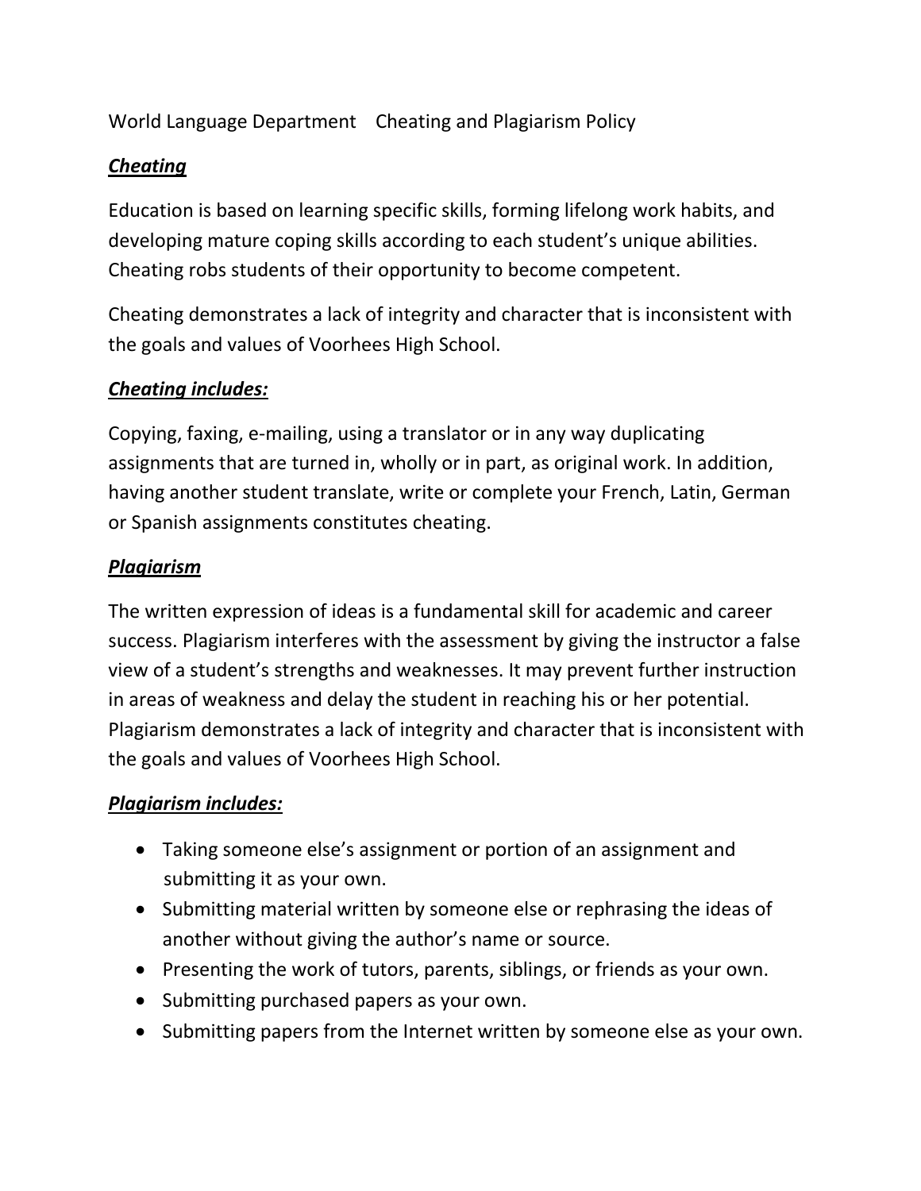World Language Department    Cheating and Plagiarism Policy

## ***Cheating***

Education is based on learning specific skills, forming lifelong work habits, and developing mature coping skills according to each student's unique abilities. Cheating robs students of their opportunity to become competent.

Cheating demonstrates a lack of integrity and character that is inconsistent with the goals and values of Voorhees High School.

### ***Cheating includes:***

Copying, faxing, e-mailing, using a translator or in any way duplicating assignments that are turned in, wholly or in part, as original work. In addition, having another student translate, write or complete your French, Latin, German or Spanish assignments constitutes cheating.

## ***Plagiarism***

The written expression of ideas is a fundamental skill for academic and career success. Plagiarism interferes with the assessment by giving the instructor a false view of a student's strengths and weaknesses. It may prevent further instruction in areas of weakness and delay the student in reaching his or her potential. Plagiarism demonstrates a lack of integrity and character that is inconsistent with the goals and values of Voorhees High School.

### ***Plagiarism includes:***

- Taking someone else's assignment or portion of an assignment and submitting it as your own.
- Submitting material written by someone else or rephrasing the ideas of another without giving the author's name or source.
- Presenting the work of tutors, parents, siblings, or friends as your own.
- Submitting purchased papers as your own.
- Submitting papers from the Internet written by someone else as your own.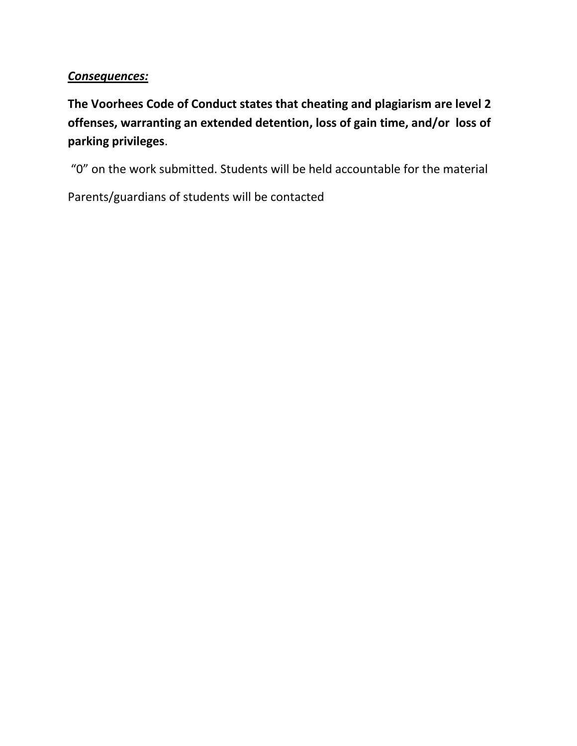***Consequences:***

**The Voorhees Code of Conduct states that cheating and plagiarism are level 2 offenses, warranting an extended detention, loss of gain time, and/or loss of parking privileges**.

"0" on the work submitted. Students will be held accountable for the material

Parents/guardians of students will be contacted